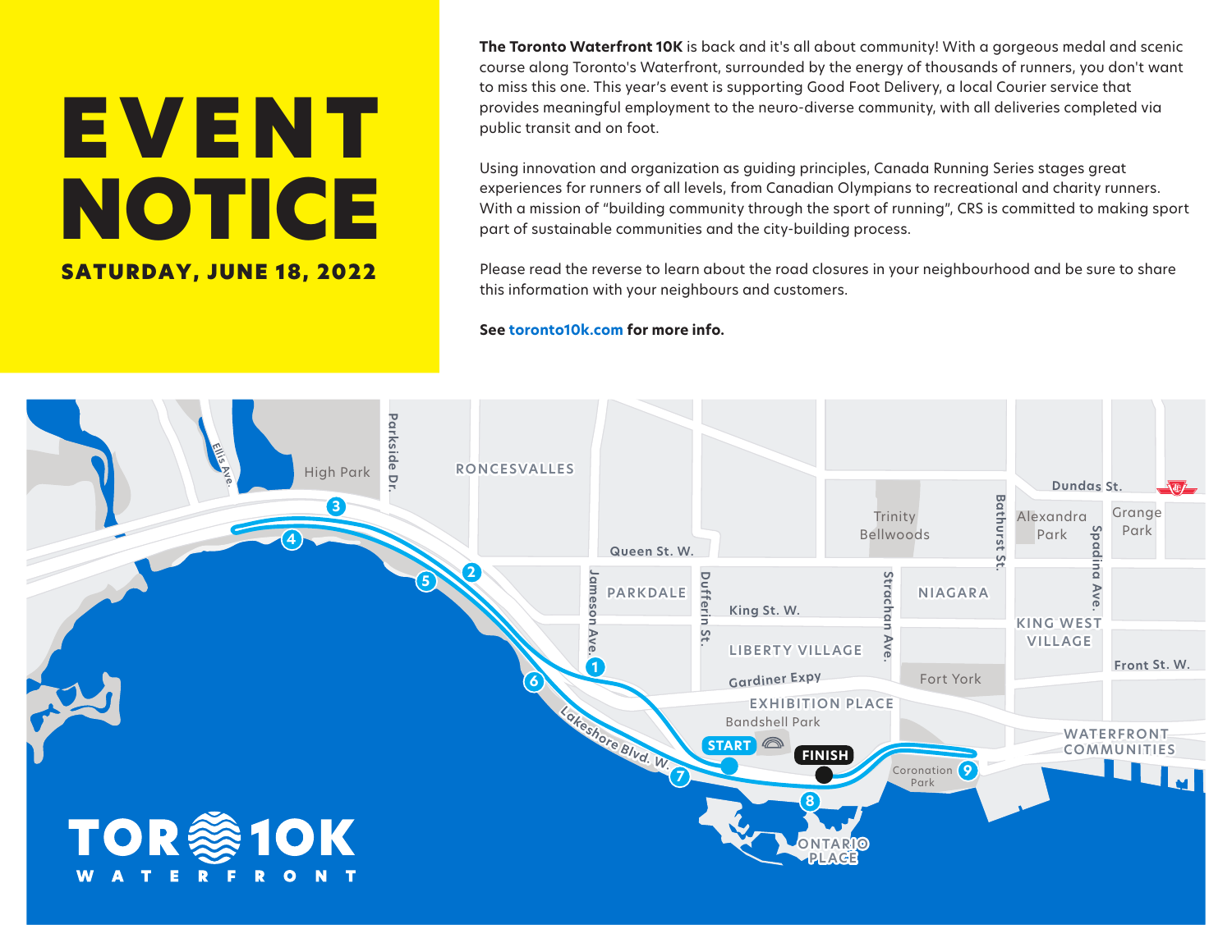# EVENT NOTICE

**SATURDAY, JUNE 18, 2022**

**The Toronto Waterfront 10K** is back and it's all about community! With a gorgeous medal and scenic course along Toronto's Waterfront, surrounded by the energy of thousands of runners, you don't want to miss this one. This year's event is supporting Good Foot Delivery, a local Courier service that provides meaningful employment to the neuro-diverse community, with all deliveries completed via public transit and on foot.

Using innovation and organization as guiding principles, Canada Running Series stages great experiences for runners of all levels, from Canadian Olympians to recreational and charity runners. With a mission of "building community through the sport of running", CRS is committed to making sport part of sustainable communities and the city-building process.

Please read the reverse to learn about the road closures in your neighbourhood and be sure to share this information with your neighbours and customers.

**See toronto10k.com for more info.**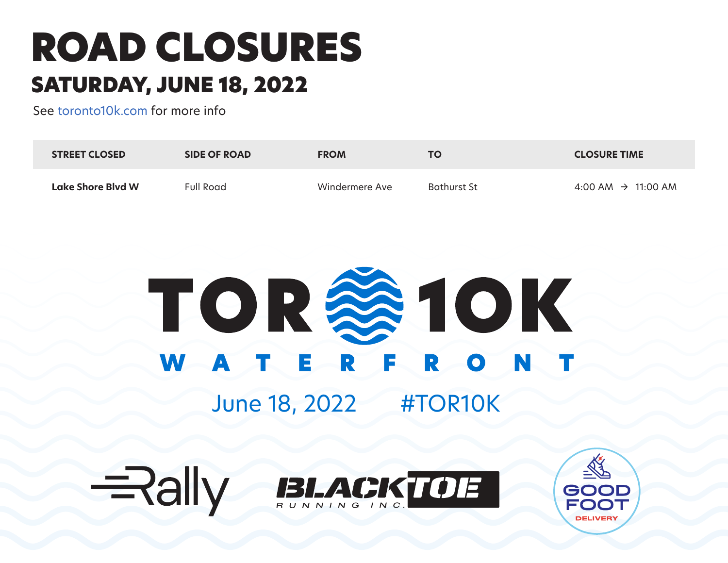# ROAD CLOSURES

## SATURDAY, JUNE 18, 2022

See toronto10k.com for more info

| STREET CLOSED | SIDE OF ROAD | FROM | TO | CLOSURE TIME |
|---|---|---|---|---|
| **Lake Shore Blvd W** | Full Road | Windermere Ave | Bathurst St | 4:00 AM → 11:00 AM |

TOR 10K

WATERFRONT

June 18, 2022 #TOR10K

Rally

BLACKTOE RUNNING INC.

GOOD FOOT DELIVERY